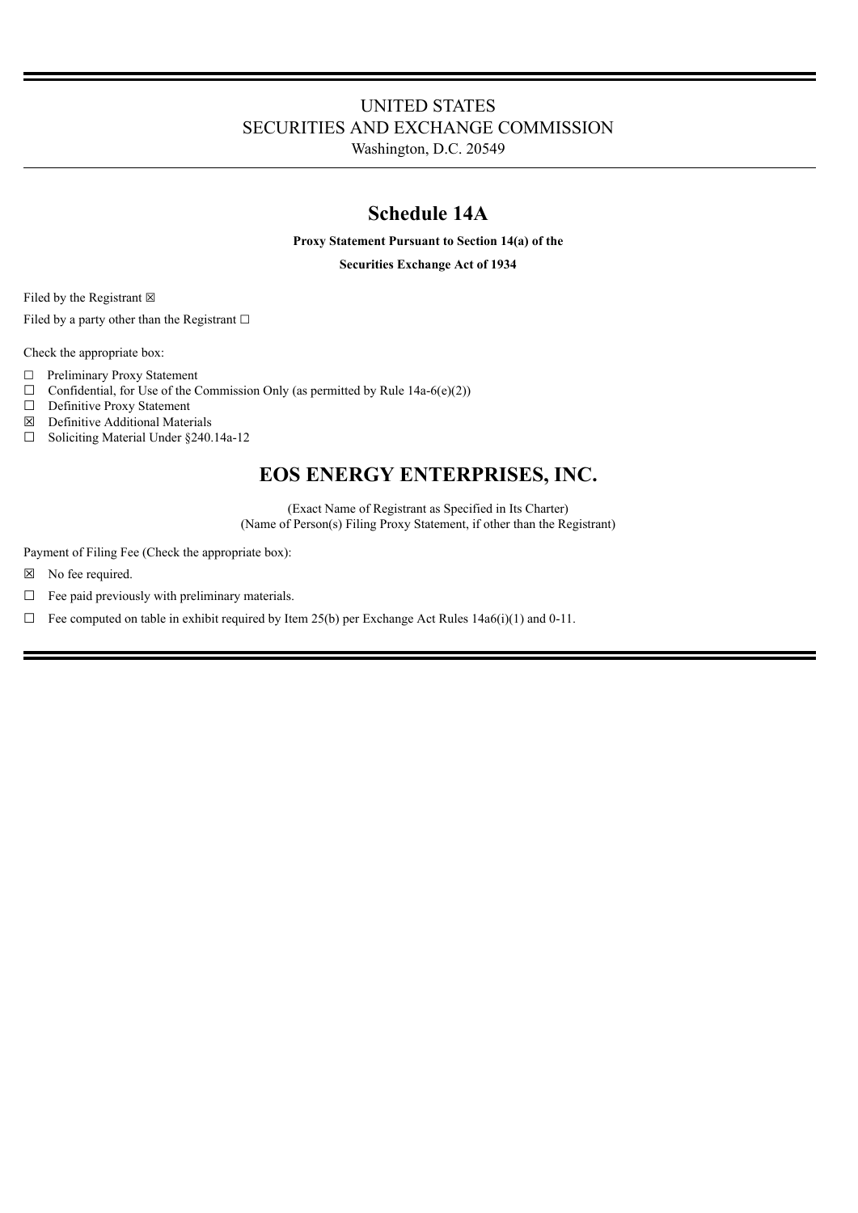UNITED STATES
SECURITIES AND EXCHANGE COMMISSION
Washington, D.C. 20549

# Schedule 14A

**Proxy Statement Pursuant to Section 14(a) of the**

**Securities Exchange Act of 1934**

Filed by the Registrant ☒

Filed by a party other than the Registrant ☐

Check the appropriate box:

☐ Preliminary Proxy Statement
☐ Confidential, for Use of the Commission Only (as permitted by Rule 14a-6(e)(2))
☐ Definitive Proxy Statement
☒ Definitive Additional Materials
☐ Soliciting Material Under §240.14a-12

# EOS ENERGY ENTERPRISES, INC.

(Exact Name of Registrant as Specified in Its Charter)
(Name of Person(s) Filing Proxy Statement, if other than the Registrant)

Payment of Filing Fee (Check the appropriate box):

☒ No fee required.

☐ Fee paid previously with preliminary materials.

☐ Fee computed on table in exhibit required by Item 25(b) per Exchange Act Rules 14a6(i)(1) and 0-11.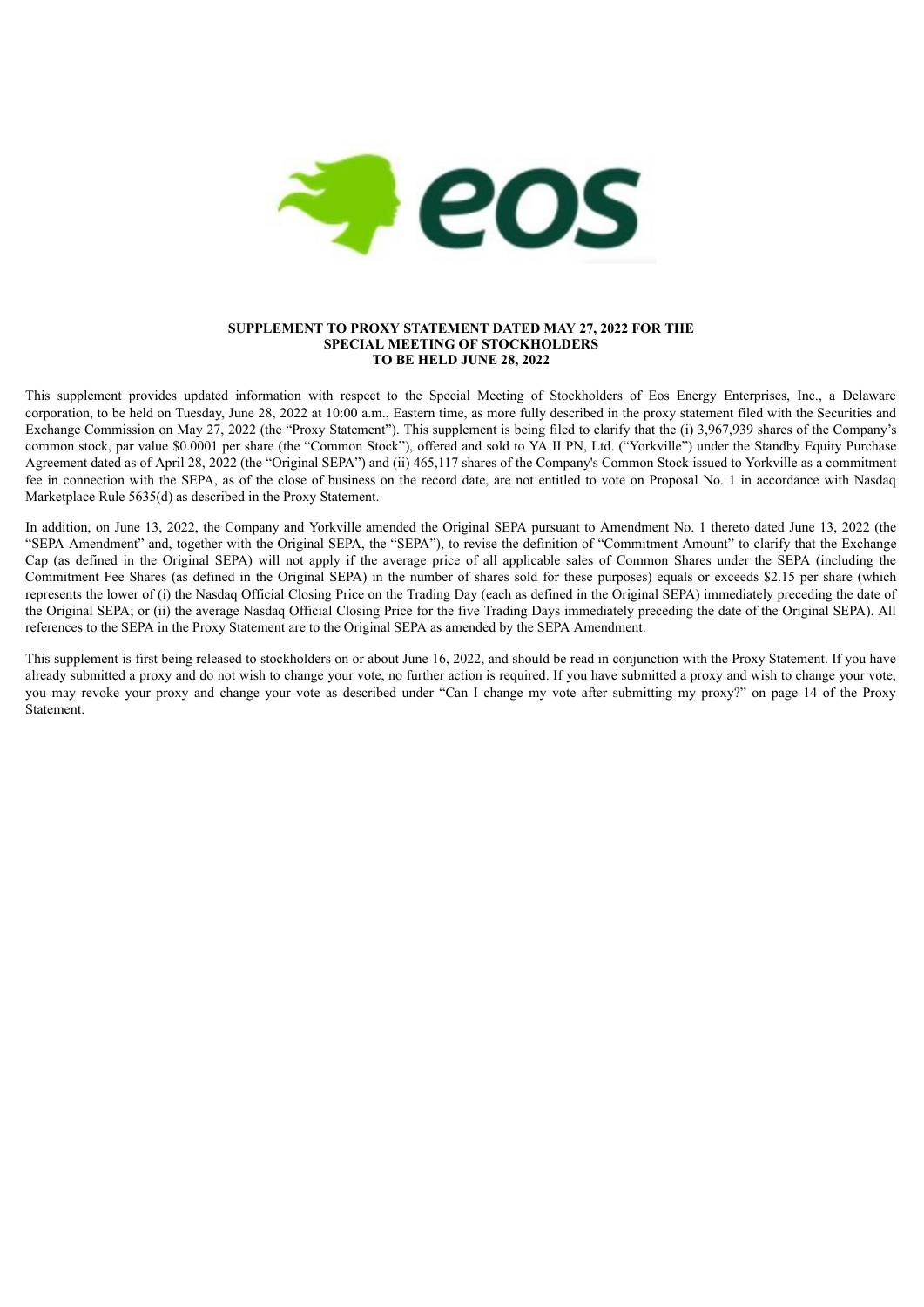**SUPPLEMENT TO PROXY STATEMENT DATED MAY 27, 2022 FOR THE SPECIAL MEETING OF STOCKHOLDERS TO BE HELD JUNE 28, 2022**

This supplement provides updated information with respect to the Special Meeting of Stockholders of Eos Energy Enterprises, Inc., a Delaware corporation, to be held on Tuesday, June 28, 2022 at 10:00 a.m., Eastern time, as more fully described in the proxy statement filed with the Securities and Exchange Commission on May 27, 2022 (the "Proxy Statement"). This supplement is being filed to clarify that the (i) 3,967,939 shares of the Company's common stock, par value $0.0001 per share (the "Common Stock"), offered and sold to YA II PN, Ltd. ("Yorkville") under the Standby Equity Purchase Agreement dated as of April 28, 2022 (the "Original SEPA") and (ii) 465,117 shares of the Company's Common Stock issued to Yorkville as a commitment fee in connection with the SEPA, as of the close of business on the record date, are not entitled to vote on Proposal No. 1 in accordance with Nasdaq Marketplace Rule 5635(d) as described in the Proxy Statement.

In addition, on June 13, 2022, the Company and Yorkville amended the Original SEPA pursuant to Amendment No. 1 thereto dated June 13, 2022 (the "SEPA Amendment" and, together with the Original SEPA, the "SEPA"), to revise the definition of "Commitment Amount" to clarify that the Exchange Cap (as defined in the Original SEPA) will not apply if the average price of all applicable sales of Common Shares under the SEPA (including the Commitment Fee Shares (as defined in the Original SEPA) in the number of shares sold for these purposes) equals or exceeds $2.15 per share (which represents the lower of (i) the Nasdaq Official Closing Price on the Trading Day (each as defined in the Original SEPA) immediately preceding the date of the Original SEPA; or (ii) the average Nasdaq Official Closing Price for the five Trading Days immediately preceding the date of the Original SEPA). All references to the SEPA in the Proxy Statement are to the Original SEPA as amended by the SEPA Amendment.

This supplement is first being released to stockholders on or about June 16, 2022, and should be read in conjunction with the Proxy Statement. If you have already submitted a proxy and do not wish to change your vote, no further action is required. If you have submitted a proxy and wish to change your vote, you may revoke your proxy and change your vote as described under "Can I change my vote after submitting my proxy?" on page 14 of the Proxy Statement.